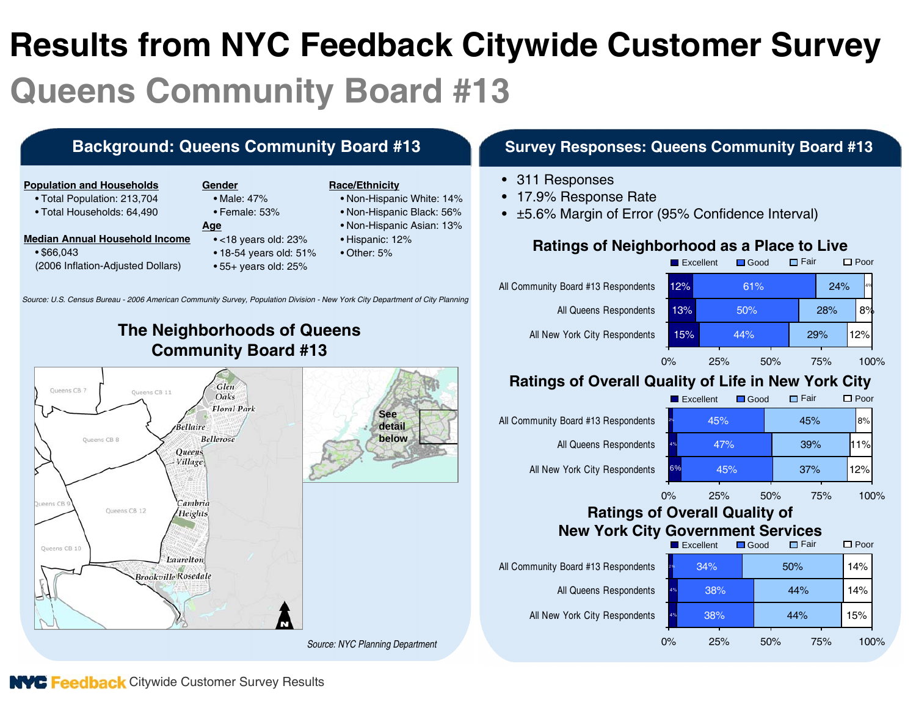# Results from NYC Feedback Citywide Customer Survey

## Queens Community Board #13

### Background: Queens Community Board #13

**Population and Households**
- Total Population: 213,704
- Total Households: 64,490

**Median Annual Household Income**
- $66,043
(2006 Inflation-Adjusted Dollars)

**Gender**
- Male: 47%
- Female: 53%

**Age**
- <18 years old: 23%
- 18-54 years old: 51%
- 55+ years old: 25%

**Race/Ethnicity**
- Non-Hispanic White: 14%
- Non-Hispanic Black: 56%
- Non-Hispanic Asian: 13%
- Hispanic: 12%
- Other: 5%

*Source: U.S. Census Bureau - 2006 American Community Survey, Population Division - New York City Department of City Planning*

### The Neighborhoods of Queens Community Board #13

Queens CB 7, Queens CB 11, Queens CB 8, Queens CB 9, Queens CB 12, Queens CB 10, Glen Oaks, Floral Park, Bellaire, Bellerose, Queens Village, Cambria Heights, Laurelton, Brookville, Rosedale

See detail below

*Source: NYC Planning Department*

### Survey Responses: Queens Community Board #13

- 311 Responses
- 17.9% Response Rate
- ±5.6% Margin of Error (95% Confidence Interval)

#### Ratings of Neighborhood as a Place to Live

| | Excellent | Good | Fair | Poor |
|---|---|---|---|---|
| All Community Board #13 Respondents | 12% | 61% | 24% | 4% |
| All Queens Respondents | 13% | 50% | 28% | 8% |
| All New York City Respondents | 15% | 44% | 29% | 12% |

#### Ratings of Overall Quality of Life in New York City

| | Excellent | Good | Fair | Poor |
|---|---|---|---|---|
| All Community Board #13 Respondents | 2% | 45% | 45% | 8% |
| All Queens Respondents | 4% | 47% | 39% | 11% |
| All New York City Respondents | 6% | 45% | 37% | 12% |

#### Ratings of Overall Quality of New York City Government Services

| | Excellent | Good | Fair | Poor |
|---|---|---|---|---|
| All Community Board #13 Respondents | 2% | 34% | 50% | 14% |
| All Queens Respondents | 4% | 38% | 44% | 14% |
| All New York City Respondents | 4% | 38% | 44% | 15% |

NYC Feedback Citywide Customer Survey Results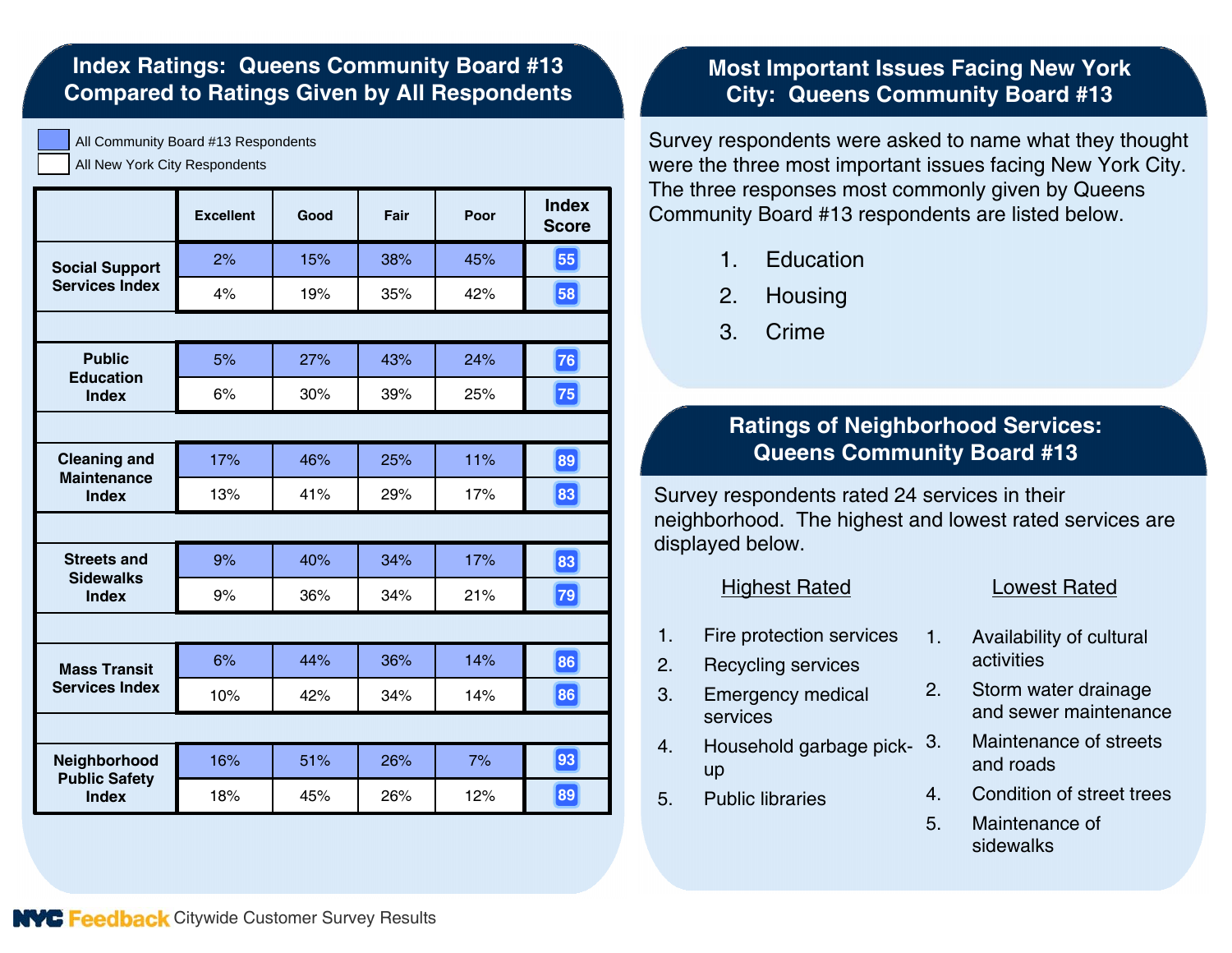## Index Ratings: Queens Community Board #13 Compared to Ratings Given by All Respondents

All Community Board #13 Respondents (shaded rows)
All New York City Respondents (white rows)

| | | Excellent | Good | Fair | Poor | Index Score |
|---|---|---|---|---|---|---|
| Social Support Services Index | All Community Board #13 Respondents | 2% | 15% | 38% | 45% | 55 |
| | All New York City Respondents | 4% | 19% | 35% | 42% | 58 |
| Public Education Index | All Community Board #13 Respondents | 5% | 27% | 43% | 24% | 76 |
| | All New York City Respondents | 6% | 30% | 39% | 25% | 75 |
| Cleaning and Maintenance Index | All Community Board #13 Respondents | 17% | 46% | 25% | 11% | 89 |
| | All New York City Respondents | 13% | 41% | 29% | 17% | 83 |
| Streets and Sidewalks Index | All Community Board #13 Respondents | 9% | 40% | 34% | 17% | 83 |
| | All New York City Respondents | 9% | 36% | 34% | 21% | 79 |
| Mass Transit Services Index | All Community Board #13 Respondents | 6% | 44% | 36% | 14% | 86 |
| | All New York City Respondents | 10% | 42% | 34% | 14% | 86 |
| Neighborhood Public Safety Index | All Community Board #13 Respondents | 16% | 51% | 26% | 7% | 93 |
| | All New York City Respondents | 18% | 45% | 26% | 12% | 89 |

## Most Important Issues Facing New York City: Queens Community Board #13

Survey respondents were asked to name what they thought were the three most important issues facing New York City. The three responses most commonly given by Queens Community Board #13 respondents are listed below.

1. Education
2. Housing
3. Crime

## Ratings of Neighborhood Services: Queens Community Board #13

Survey respondents rated 24 services in their neighborhood. The highest and lowest rated services are displayed below.

**Highest Rated**

1. Fire protection services
2. Recycling services
3. Emergency medical services
4. Household garbage pick-up
5. Public libraries

**Lowest Rated**

1. Availability of cultural activities
2. Storm water drainage and sewer maintenance
3. Maintenance of streets and roads
4. Condition of street trees
5. Maintenance of sidewalks

NYC Feedback Citywide Customer Survey Results